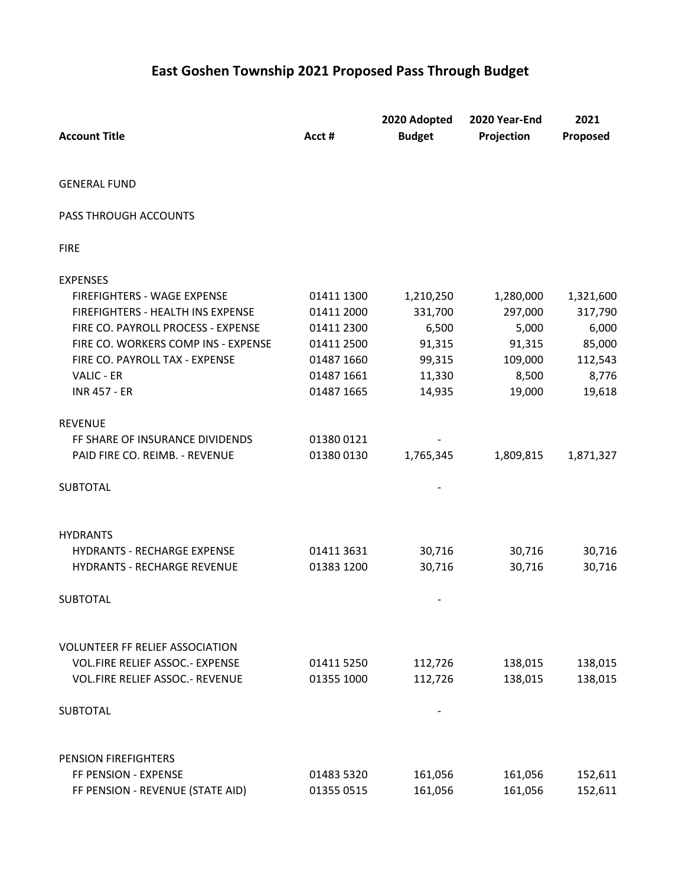# East Goshen Township 2021 Proposed Pass Through Budget

| Account Title | Acct # | 2020 Adopted Budget | 2020 Year-End Projection | 2021 Proposed |
|---|---|---|---|---|
| GENERAL FUND | | | | |
| PASS THROUGH ACCOUNTS | | | | |
| FIRE | | | | |
| EXPENSES | | | | |
| FIREFIGHTERS - WAGE EXPENSE | 01411 1300 | 1,210,250 | 1,280,000 | 1,321,600 |
| FIREFIGHTERS - HEALTH INS EXPENSE | 01411 2000 | 331,700 | 297,000 | 317,790 |
| FIRE CO. PAYROLL PROCESS - EXPENSE | 01411 2300 | 6,500 | 5,000 | 6,000 |
| FIRE CO. WORKERS COMP INS - EXPENSE | 01411 2500 | 91,315 | 91,315 | 85,000 |
| FIRE CO. PAYROLL TAX - EXPENSE | 01487 1660 | 99,315 | 109,000 | 112,543 |
| VALIC - ER | 01487 1661 | 11,330 | 8,500 | 8,776 |
| INR 457 - ER | 01487 1665 | 14,935 | 19,000 | 19,618 |
| REVENUE | | | | |
| FF SHARE OF INSURANCE DIVIDENDS | 01380 0121 | - | | |
| PAID FIRE CO. REIMB. - REVENUE | 01380 0130 | 1,765,345 | 1,809,815 | 1,871,327 |
| SUBTOTAL | | - | | |
| HYDRANTS | | | | |
| HYDRANTS - RECHARGE EXPENSE | 01411 3631 | 30,716 | 30,716 | 30,716 |
| HYDRANTS - RECHARGE REVENUE | 01383 1200 | 30,716 | 30,716 | 30,716 |
| SUBTOTAL | | - | | |
| VOLUNTEER FF RELIEF ASSOCIATION | | | | |
| VOL.FIRE RELIEF ASSOC.- EXPENSE | 01411 5250 | 112,726 | 138,015 | 138,015 |
| VOL.FIRE RELIEF ASSOC.- REVENUE | 01355 1000 | 112,726 | 138,015 | 138,015 |
| SUBTOTAL | | - | | |
| PENSION FIREFIGHTERS | | | | |
| FF PENSION - EXPENSE | 01483 5320 | 161,056 | 161,056 | 152,611 |
| FF PENSION - REVENUE (STATE AID) | 01355 0515 | 161,056 | 161,056 | 152,611 |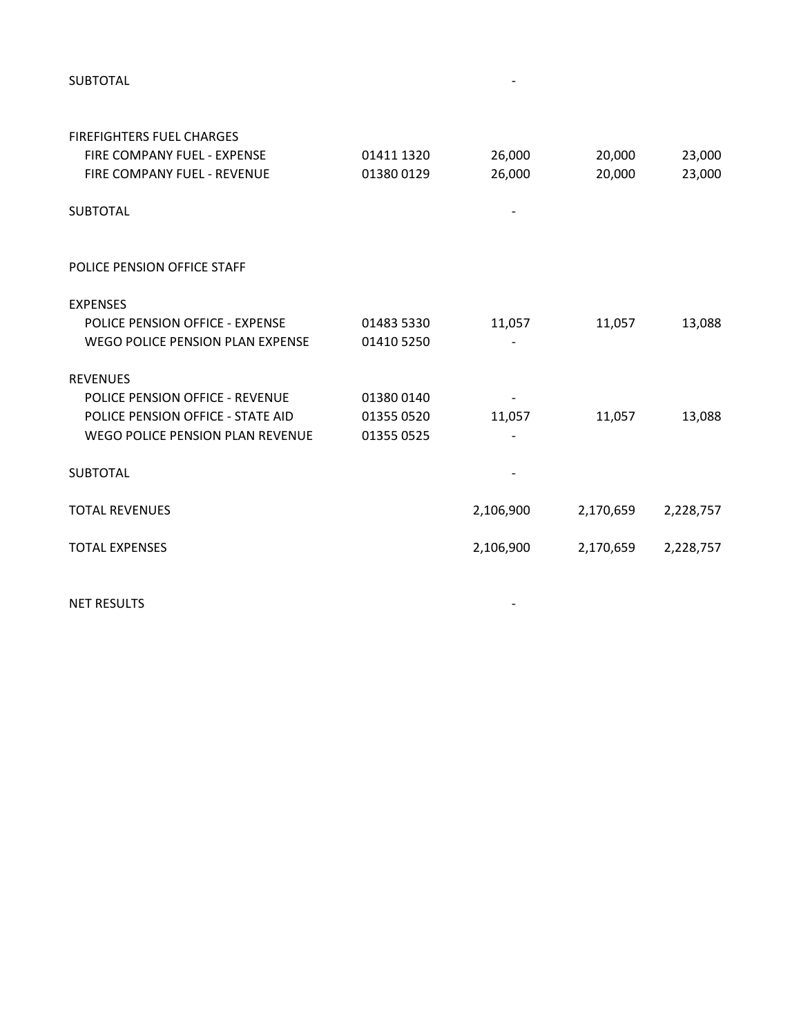| | | | | |
|---|---|---|---|---|
| SUBTOTAL | | - | | |
| | | | | |
| FIREFIGHTERS FUEL CHARGES | | | | |
| FIRE COMPANY FUEL - EXPENSE | 01411 1320 | 26,000 | 20,000 | 23,000 |
| FIRE COMPANY FUEL - REVENUE | 01380 0129 | 26,000 | 20,000 | 23,000 |
| | | | | |
| SUBTOTAL | | - | | |
| | | | | |
| POLICE PENSION OFFICE STAFF | | | | |
| | | | | |
| EXPENSES | | | | |
| POLICE PENSION OFFICE - EXPENSE | 01483 5330 | 11,057 | 11,057 | 13,088 |
| WEGO POLICE PENSION PLAN EXPENSE | 01410 5250 | - | | |
| | | | | |
| REVENUES | | | | |
| POLICE PENSION OFFICE - REVENUE | 01380 0140 | - | | |
| POLICE PENSION OFFICE - STATE AID | 01355 0520 | 11,057 | 11,057 | 13,088 |
| WEGO POLICE PENSION PLAN REVENUE | 01355 0525 | - | | |
| | | | | |
| SUBTOTAL | | - | | |
| | | | | |
| TOTAL REVENUES | | 2,106,900 | 2,170,659 | 2,228,757 |
| | | | | |
| TOTAL EXPENSES | | 2,106,900 | 2,170,659 | 2,228,757 |
| | | | | |
| NET RESULTS | | - | | |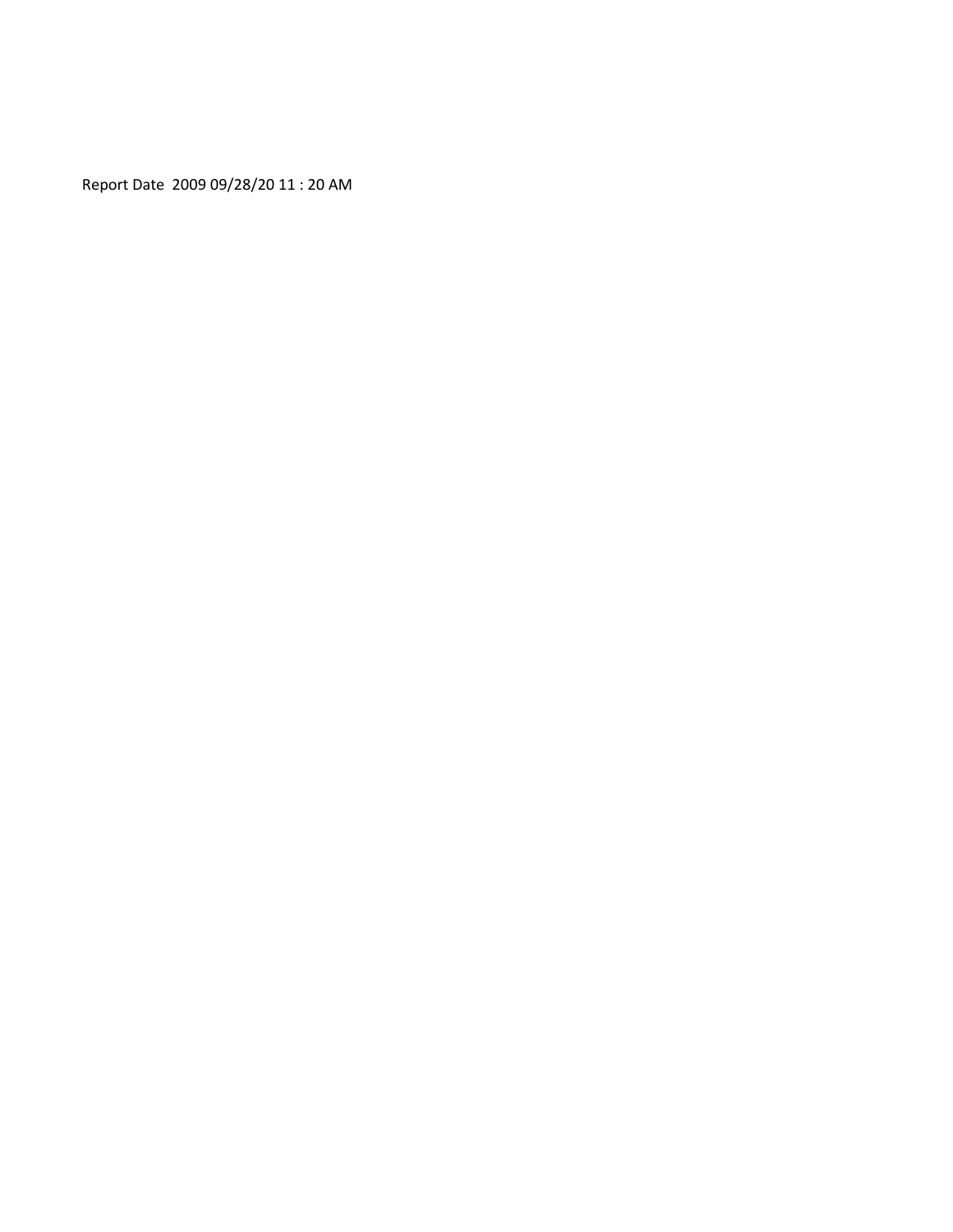Report Date 2009 09/28/20 11 : 20 AM